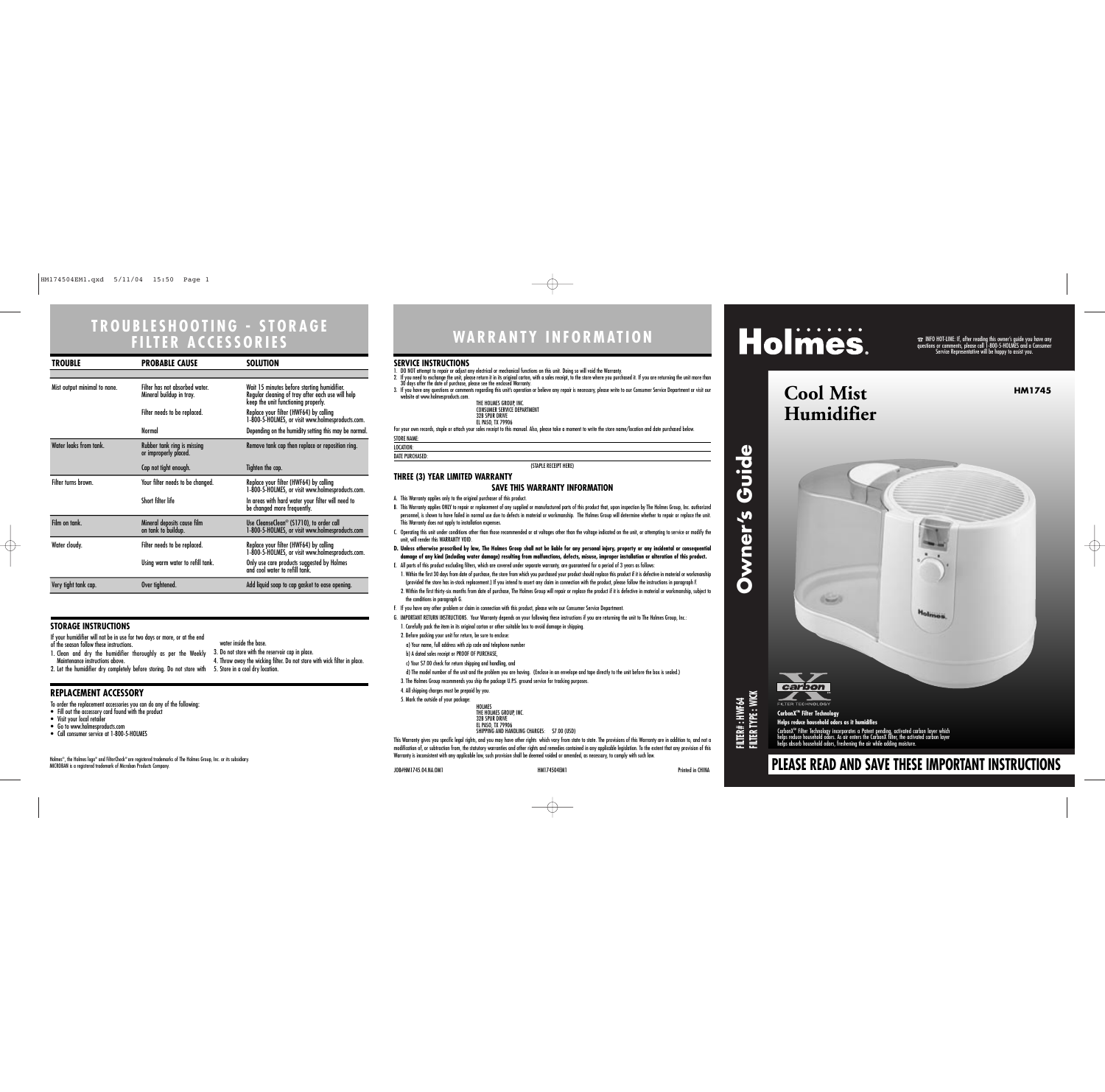# TROUBLESHOOTING - STORAGE FILTER ACCESSORIES

| TROUBLE | PROBABLE CAUSE | SOLUTION |
|---|---|---|
| Mist output minimal to none. | Filter has not absorbed water. Mineral buildup in tray. | Wait 15 minutes before starting humidifier. Regular cleaning of tray after each use will help keep the unit functioning properly. |
| | Filter needs to be replaced. | Replace your filter (HWF64) by calling 1-800-5-HOLMES, or visit www.holmesproducts.com. |
| | Normal | Depending on the humidity setting this may be normal. |
| Water leaks from tank. | Rubber tank ring is missing or improperly placed. | Remove tank cap then replace or reposition ring. |
| | Cap not tight enough. | Tighten the cap. |
| Filter turns brown. | Your filter needs to be changed. | Replace your filter (HWF64) by calling 1-800-5-HOLMES, or visit www.holmesproducts.com. |
| | Short filter life | In areas with hard water your filter will need to be changed more frequently. |
| Film on tank. | Mineral deposits cause film on tank to buildup. | Use CleanseClean® (S1710), to order call 1-800-5-HOLMES, or visit www.holmesproducts.com |
| Water cloudy. | Filter needs to be replaced. | Replace your filter (HWF64) by calling 1-800-5-HOLMES, or visit www.holmesproducts.com. |
| | Using warm water to refill tank. | Only use care products suggested by Holmes and cool water to refill tank. |
| Very tight tank cap. | Over tightened. | Add liquid soap to cap gasket to ease opening. |

## STORAGE INSTRUCTIONS

If your humidifier will not be in use for two days or more, or at the end of the season follow these instructions.

1. Clean and dry the humidifier thoroughly as per the Weekly Maintenance instructions above.
2. Let the humidifier dry completely before storing. Do not store with water inside the base.
3. Do not store with the reservoir cap in place.
4. Throw away the wicking filter. Do not store with wick filter in place.
5. Store in a cool dry location.

## REPLACEMENT ACCESSORY

To order the replacement accessories you can do any of the following:

- Fill out the accessory card found with the product
- Visit your local retailer
- Go to www.holmesproducts.com
- Call consumer service at 1-800-5-HOLMES

Holmes®, the Holmes logo® and FilterCheck® are registered trademarks of The Holmes Group, Inc. or its subsidiary. MICROBAN is a registered trademark of Microban Products Company.

# WARRANTY INFORMATION

## SERVICE INSTRUCTIONS

1. DO NOT attempt to repair or adjust any electrical or mechanical functions on this unit. Doing so will void the Warranty.
2. If you need to exchange the unit, please return it in its original carton, with a sales receipt, to the store where you purchased it. If you are returning the unit more than 30 days after the date of purchase, please see the enclosed Warranty.
3. If you have any questions or comments regarding this unit's operation or believe any repair is necessary, please write to our Consumer Service Department or visit our website at www.holmesproducts.com.

THE HOLMES GROUP INC.
CONSUMER SERVICE DEPARTMENT
32B SPUR DRIVE
EL PASO, TX 79906

For your own records, staple or attach your sales receipt to this manual. Also, please take a moment to write the store name/location and date purchased below.

STORE NAME:

LOCATION:

DATE PURCHASED:

(STAPLE RECEIPT HERE)

## THREE (3) YEAR LIMITED WARRANTY

### SAVE THIS WARRANTY INFORMATION

A. This Warranty applies only to the original purchaser of this product.

B. This Warranty applies ONLY to repair or replacement of any supplied or manufactured parts of this product that, upon inspection by The Holmes Group, Inc. authorized personnel, is shown to have failed in normal use due to defects in material or workmanship. The Holmes Group will determine whether to repair or replace the unit. This Warranty does not apply to installation expenses.

C. Operating this unit under conditions other than those recommended or at voltages other than the voltage indicated on the unit, or attempting to service or modify the unit, will render this WARRANTY VOID.

**D. Unless otherwise prescribed by law, The Holmes Group shall not be liable for any personal injury, property or any incidental or consequential damage of any kind (including water damage) resulting from malfunctions, defects, misuse, improper installation or alteration of this product.**

E. All parts of this product excluding filters, which are covered under separate warranty, are guaranteed for a period of 3 years as follows:

1. Within the first 30 days from date of purchase, the store from which you purchased your product should replace this product if it is defective in material or workmanship (provided the store has in-stock replacement.) If you intend to assert any claim in connection with the product, please follow the instructions in paragraph F.
2. Within the first thirty-six months from date of purchase, The Holmes Group will repair or replace the product if it is defective in material or workmanship, subject to the conditions in paragraph G.

F. If you have any other problem or claim in connection with this product, please write our Consumer Service Department.

G. IMPORTANT RETURN INSTRUCTIONS. Your Warranty depends on your following these instructions if you are returning the unit to The Holmes Group, Inc.:

1. Carefully pack the item in its original carton or other suitable box to avoid damage in shipping.
2. Before packing your unit for return, be sure to enclose:
   a) Your name, full address with zip code and telephone number
   b) A dated sales receipt or PROOF OF PURCHASE,
   c) Your $7.00 check for return shipping and handling, and
   d) The model number of the unit and the problem you are having. (Enclose in an envelope and tape directly to the unit before the box is sealed.)
3. The Holmes Group recommends you ship the package U.P.S. ground service for tracking purposes.
4. All shipping charges must be prepaid by you.
5. Mark the outside of your package:

HOLMES
THE HOLMES GROUP, INC.
32B SPUR DRIVE
EL PASO, TX 79906
SHIPPING AND HANDLING CHARGES: $7.00 (USD)

This Warranty gives you specific legal rights, and you may have other rights which vary from state to state. The provisions of this Warranty are in addition to, and not a modification of, or subtraction from, the statutory warranties and other rights and remedies contained in any applicable legislation. To the extent that any provision of this Warranty is inconsistent with any applicable law, such provision shall be deemed voided or amended, as necessary, to comply with such law.

JOB#HM1745.04.NA.OM1 HM174504EM1 Printed in CHINA

# Holmes®

☎ INFO HOT-LINE: If, after reading this owner's guide you have any questions or comments, please call 1-800-5-HOLMES and a Consumer Service Representative will be happy to assist you.

# Cool Mist Humidifier

**HM1745**

**Owner's Guide**

**FILTER#: HWF64**
**FILTER TYPE: WICK**

carbon X FILTER TECHNOLOGY

**CarbonX™ Filter Technology**

**Helps reduce household odors as it humidifies**

CarbonX™ Filter Technology incorporates a Patent pending, activated carbon layer which helps reduce household odors. As air enters the CarbonX filter, the activated carbon layer helps absorb household odors, freshening the air while adding moisture.

## PLEASE READ AND SAVE THESE IMPORTANT INSTRUCTIONS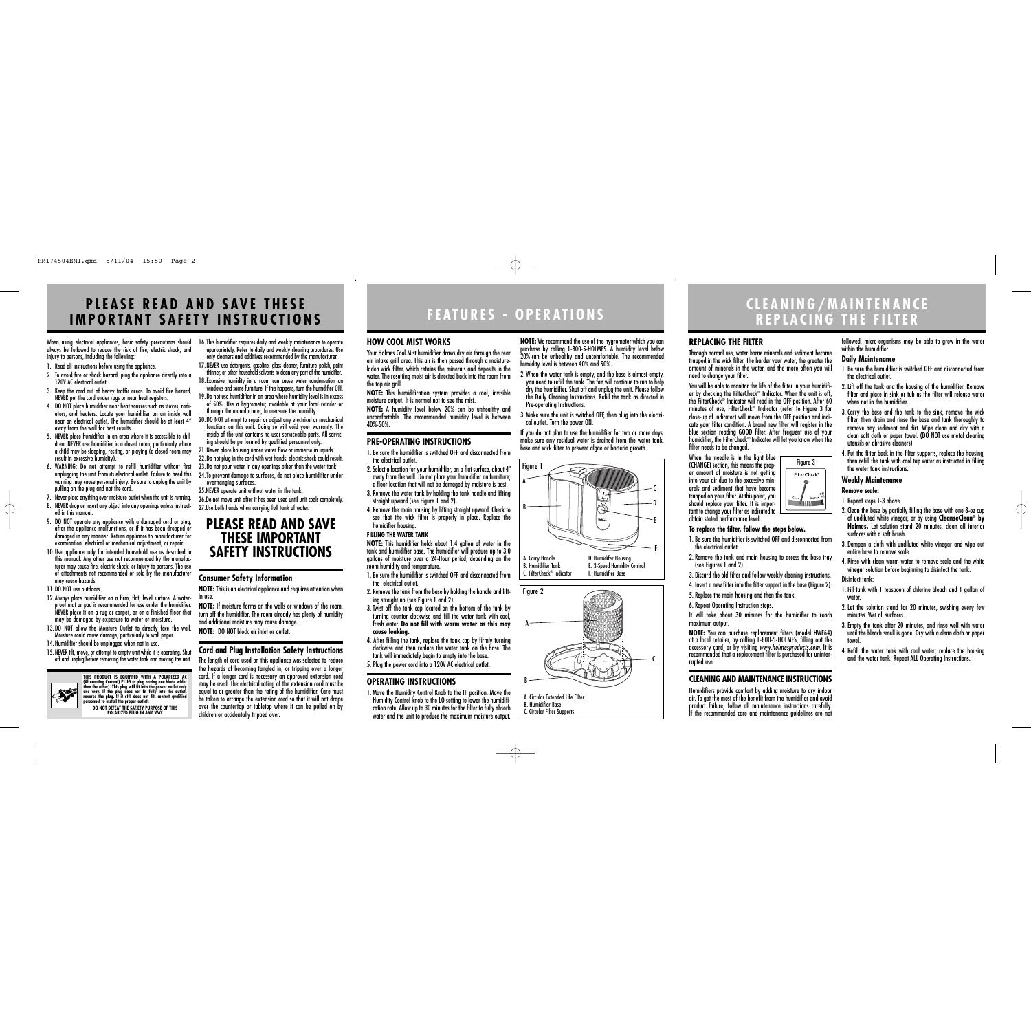# PLEASE READ AND SAVE THESE IMPORTANT SAFETY INSTRUCTIONS

When using electrical appliances, basic safety precautions should always be followed to reduce the risk of fire, electric shock, and injury to persons, including the following:

1. Read all instructions before using the appliance.
2. To avoid fire or shock hazard, plug the appliance directly into a 120V AC electrical outlet.
3. Keep the cord out of heavy traffic areas. To avoid fire hazard, NEVER put the cord under rugs or near heat registers.
4. DO NOT place humidifier near heat sources such as stoves, radiators, and heaters. Locate your humidifier on an inside wall near an electrical outlet. The humidifier should be at least 4" away from the wall for best results.
5. NEVER place humidifier in an area where it is accessible to children. NEVER use humidifier in a closed room, particularly where a child may be sleeping, resting, or playing (a closed room may result in excessive humidity).
6. WARNING: Do not attempt to refill humidifier without first unplugging the unit from its electrical outlet. Failure to heed this warning may cause personal injury. Be sure to unplug the unit by pulling on the plug and not the cord.
7. Never place anything over moisture outlet when the unit is running.
8. NEVER drop or insert any object into any openings unless instructed in this manual.
9. DO NOT operate any appliance with a damaged cord or plug, after the appliance malfunctions, or if it has been dropped or damaged in any manner. Return appliance to manufacturer for examination, electrical or mechanical adjustment, or repair.
10. Use appliance only for intended household use as described in this manual. Any other use not recommended by the manufacturer may cause fire, electric shock, or injury to persons. The use of attachments not recommended or sold by the manufacturer may cause hazards.
11. DO NOT use outdoors.
12. Always place humidifier on a firm, flat, level surface. A waterproof mat or pad is recommended for use under the humidifier. NEVER place it on a rug or carpet, or on a finished floor that may be damaged by exposure to water or moisture.
13. DO NOT allow the Moisture Outlet to directly face the wall. Moisture could cause damage, particularly to wall paper.
14. Humidifier should be unplugged when not in use.
15. NEVER tilt, move, or attempt to empty unit while it is operating. Shut off and unplug before removing the water tank and moving the unit.
16. This humidifier requires daily and weekly maintenance to operate appropriately. Refer to daily and weekly cleaning procedures. Use only cleaners and additives recommended by the manufacturer.
17. NEVER use detergents, gasoline, glass cleaner, furniture polish, paint thinner, or other household solvents to clean any part of the humidifier.
18. Excessive humidity in a room can cause water condensation on windows and some furniture. If this happens, turn the humidifier OFF.
19. Do not use humidifier in an area where humidity level is in excess of 50%. Use a hygrometer, available at your local retailer or through the manufacturer, to measure the humidity.
20. DO NOT attempt to repair or adjust any electrical or mechanical functions on this unit. Doing so will void your warranty. The inside of the unit contains no user serviceable parts. All servicing should be performed by qualified personnel only.
21. Never place housing under water flow or immerse in liquids.
22. Do not plug in the cord with wet hands: electric shock could result.
23. Do not pour water in any openings other than the water tank.
24. To prevent damage to surfaces, do not place humidifier under overhanging surfaces.
25. NEVER operate unit without water in the tank.
26. Do not move unit after it has been used until unit cools completely.
27. Use both hands when carrying full tank of water.

**THIS PRODUCT IS EQUIPPED WITH A POLARIZED AC (Alternating Current) PLUG (a plug having one blade wider than the other). This plug will fit into the power outlet only one way. If the plug does not fit fully into the outlet, reverse the plug. If it still does not fit, contact qualified personnel to install the proper outlet.**

**DO NOT DEFEAT THE SAFETY PURPOSE OF THIS POLARIZED PLUG IN ANY WAY**

# PLEASE READ AND SAVE THESE IMPORTANT SAFETY INSTRUCTIONS

### Consumer Safety Information

**NOTE:** This is an electrical appliance and requires attention when in use.

**NOTE:** If moisture forms on the walls or windows of the room, turn off the humidifier. The room already has plenty of humidity and additional moisture may cause damage.

**NOTE:** DO NOT block air inlet or outlet.

### Cord and Plug Installation Safety Instructions

The length of cord used on this appliance was selected to reduce the hazards of becoming tangled in, or tripping over a longer cord. If a longer cord is necessary an approved extension cord may be used. The electrical rating of the extension cord must be equal to or greater than the rating of the humidifier. Care must be taken to arrange the extension cord so that it will not drape over the countertop or tabletop where it can be pulled on by children or accidentally tripped over.

# FEATURES - OPERATIONS

## HOW COOL MIST WORKS

Your Holmes Cool Mist humidifier draws dry air through the rear air intake grill area. This air is then passed through a moisture-laden wick filter, which retains the minerals and deposits in the water. The resulting moist air is directed back into the room from the top air grill.

**NOTE:** This humidification system provides a cool, invisible moisture output. It is normal not to see the mist.

**NOTE:** A humidity level below 20% can be unhealthy and uncomfortable. The recommended humidity level is between 40%-50%.

## PRE-OPERATING INSTRUCTIONS

1. Be sure the humidifier is switched OFF and disconnected from the electrical outlet.
2. Select a location for your humidifier, on a flat surface, about 4" away from the wall. Do not place your humidifier on furniture; a floor location that will not be damaged by moisture is best.
3. Remove the water tank by holding the tank handle and lifting straight upward (see Figure 1 and 2).
4. Remove the main housing by lifting straight upward. Check to see that the wick filter is properly in place. Replace the humidifier housing.

**FILLING THE WATER TANK**

**NOTE:** This humidifier holds about 1.4 gallon of water in the tank and humidifier base. The humidifier will produce up to 3.0 gallons of moisture over a 24-Hour period, depending on the room humidity and temperature.

1. Be sure the humidifier is switched OFF and disconnected from the electrical outlet.
2. Remove the tank from the base by holding the handle and lifting straight up (see Figure 1 and 2).
3. Twist off the tank cap located on the bottom of the tank by turning counter clockwise and fill the water tank with cool, fresh water. **Do not fill with warm water as this may cause leaking.**
4. After filling the tank, replace the tank cap by firmly turning clockwise and then replace the water tank on the base. The tank will immediately begin to empty into the base.
5. Plug the power cord into a 120V AC electrical outlet.

## OPERATING INSTRUCTIONS

1. Move the Humidity Control Knob to the HI position. Move the Humidity Control knob to the LO setting to lower the humidification rate. Allow up to 30 minutes for the filter to fully absorb water and the unit to produce the maximum moisture output.

**NOTE:** We recommend the use of the hygrometer which you can purchase by calling 1-800-5-HOLMES. A humidity level below 20% can be unhealthy and uncomfortable. The recommended humidity level is between 40% and 50%.

2. When the water tank is empty, and the base is almost empty, you need to refill the tank. The fan will continue to run to help dry the humidifier. Shut off and unplug the unit. Please follow the Daily Cleaning Instructions. Refill the tank as directed in Pre-operating Instructions.
3. Make sure the unit is switched OFF, then plug into the electrical outlet. Turn the power ON.

If you do not plan to use the humidifier for two or more days, make sure any residual water is drained from the water tank, base and wick filter to prevent algae or bacteria growth.

Figure 1

A. Carry Handle
B. Humidifier Tank
C. FilterCheck® Indicator
D. Humidifer Housing
E. 3-Speed Humidity Control
F. Humidifier Base

Figure 2

A. Circular Extended Life Filter
B. Humidifier Base
C. Circular Filter Supports

# CLEANING/MAINTENANCE REPLACING THE FILTER

## REPLACING THE FILTER

Through normal use, water borne minerals and sediment become trapped in the wick filter. The harder your water, the greater the amount of minerals in the water, and the more often you will need to change your filter.

You will be able to monitor the life of the filter in your humidifier by checking the FilterCheck® Indicator. When the unit is off, the FilterCheck® Indicator will read in the OFF position. After 60 minutes of use, FilterCheck® Indicator (refer to Figure 3 for close-up of indicator) will move from the OFF position and indicate your filter condition. A brand new filter will register in the blue section reading GOOD filter. After frequent use of your humidifier, the FilterCheck® Indicator will let you know when the filter needs to be changed.

When the needle is in the light blue (CHANGE) section, this means the proper amount of moisture is not getting into your air due to the excessive minerals and sediment that have become trapped on your filter. At this point, you should replace your filter. It is important to change your filter as indicated to obtain stated performance level.

Figure 3

FilterCheck®
Good
Change
Off

**To replace the filter, follow the steps below.**

1. Be sure the humidifier is switched OFF and disconnected from the electrical outlet.
2. Remove the tank and main housing to access the base tray (see Figures 1 and 2).
3. Discard the old filter and follow weekly cleaning instructions.
4. Insert a new filter into the filter support in the base (Figure 2).
5. Replace the main housing and then the tank.
6. Repeat Operating Instruction steps.

It will take about 30 minutes for the humidifier to reach maximum output.

**NOTE:** You can purchase replacement filters (model HWF64) at a local retailer, by calling 1-800-5-HOLMES, filling out the accessory card, or by visiting *www.holmesproducts.com*. It is recommended that a replacement filter is purchased for uninterrupted use.

## CLEANING AND MAINTENANCE INSTRUCTIONS

Humidifiers provide comfort by adding moisture to dry indoor air. To get the most of the benefit from the humidifier and avoid product failure, follow all maintenance instructions carefully. If the recommended care and maintenance guidelines are not followed, micro-organisms may be able to grow in the water within the humidifier.

### Daily Maintenance

1. Be sure the humidifier is switched OFF and disconnected from the electrical outlet.
2. Lift off the tank and the housing of the humidifier. Remove filter and place in sink or tub as the filter will release water when not in the humidifier.
3. Carry the base and the tank to the sink, remove the wick filter, then drain and rinse the base and tank thoroughly to remove any sediment and dirt. Wipe clean and dry with a clean soft cloth or paper towel. (DO NOT use metal cleaning utensils or abrasive cleaners)
4. Put the filter back in the filter supports, replace the housing, then refill the tank with cool tap water as instructed in filling the water tank instructions.

### Weekly Maintenance

**Remove scale:**

1. Repeat steps 1-3 above.
2. Clean the base by partially filling the base with one 8-oz cup of undiluted white vinegar, or by using **CleanseClean® by Holmes.** Let solution stand 20 minutes, clean all interior surfaces with a soft brush.
3. Dampen a cloth with undiluted white vinegar and wipe out entire base to remove scale.
4. Rinse with clean warm water to remove scale and the white vinegar solution before beginning to disinfect the tank.

Disinfect tank:

1. Fill tank with 1 teaspoon of chlorine bleach and 1 gallon of water.
2. Let the solution stand for 20 minutes, swishing every few minutes. Wet all surfaces.
3. Empty the tank after 20 minutes, and rinse well with water until the bleach smell is gone. Dry with a clean cloth or paper towel.
4. Refill the water tank with cool water; replace the housing and the water tank. Repeat ALL Operating Instructions.